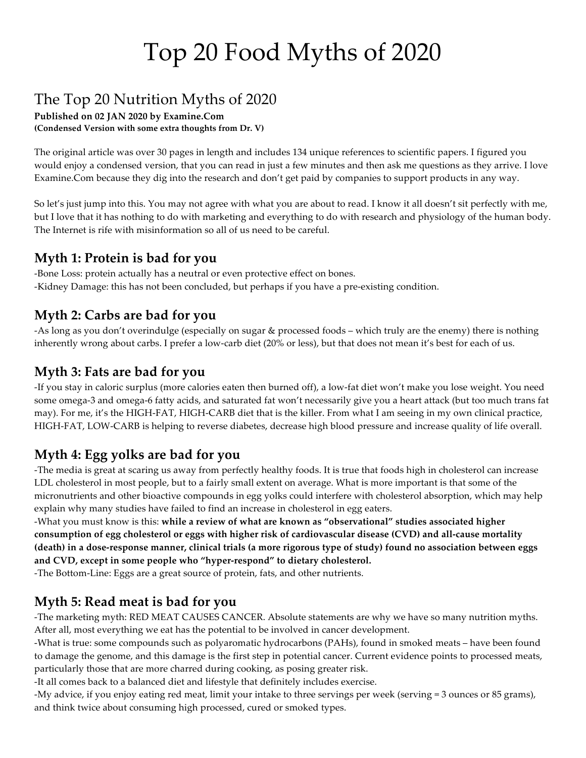# Top 20 Food Myths of 2020

## The Top 20 Nutrition Myths of 2020

**Published on 02 JAN 2020 by Examine.Com**
**(Condensed Version with some extra thoughts from Dr. V)**

The original article was over 30 pages in length and includes 134 unique references to scientific papers. I figured you would enjoy a condensed version, that you can read in just a few minutes and then ask me questions as they arrive. I love Examine.Com because they dig into the research and don't get paid by companies to support products in any way.

So let's just jump into this. You may not agree with what you are about to read. I know it all doesn't sit perfectly with me, but I love that it has nothing to do with marketing and everything to do with research and physiology of the human body. The Internet is rife with misinformation so all of us need to be careful.

### Myth 1: Protein is bad for you

-Bone Loss: protein actually has a neutral or even protective effect on bones.
-Kidney Damage: this has not been concluded, but perhaps if you have a pre-existing condition.

### Myth 2: Carbs are bad for you

-As long as you don't overindulge (especially on sugar & processed foods – which truly are the enemy) there is nothing inherently wrong about carbs. I prefer a low-carb diet (20% or less), but that does not mean it's best for each of us.

### Myth 3: Fats are bad for you

-If you stay in caloric surplus (more calories eaten then burned off), a low-fat diet won't make you lose weight. You need some omega-3 and omega-6 fatty acids, and saturated fat won't necessarily give you a heart attack (but too much trans fat may). For me, it's the HIGH-FAT, HIGH-CARB diet that is the killer. From what I am seeing in my own clinical practice, HIGH-FAT, LOW-CARB is helping to reverse diabetes, decrease high blood pressure and increase quality of life overall.

### Myth 4: Egg yolks are bad for you

-The media is great at scaring us away from perfectly healthy foods. It is true that foods high in cholesterol can increase LDL cholesterol in most people, but to a fairly small extent on average. What is more important is that some of the micronutrients and other bioactive compounds in egg yolks could interfere with cholesterol absorption, which may help explain why many studies have failed to find an increase in cholesterol in egg eaters.
-What you must know is this: **while a review of what are known as "observational" studies associated higher consumption of egg cholesterol or eggs with higher risk of cardiovascular disease (CVD) and all-cause mortality (death) in a dose-response manner, clinical trials (a more rigorous type of study) found no association between eggs and CVD, except in some people who "hyper-respond" to dietary cholesterol.**
-The Bottom-Line: Eggs are a great source of protein, fats, and other nutrients.

### Myth 5: Read meat is bad for you

-The marketing myth: RED MEAT CAUSES CANCER. Absolute statements are why we have so many nutrition myths. After all, most everything we eat has the potential to be involved in cancer development.
-What is true: some compounds such as polyaromatic hydrocarbons (PAHs), found in smoked meats – have been found to damage the genome, and this damage is the first step in potential cancer. Current evidence points to processed meats, particularly those that are more charred during cooking, as posing greater risk.
-It all comes back to a balanced diet and lifestyle that definitely includes exercise.
-My advice, if you enjoy eating red meat, limit your intake to three servings per week (serving = 3 ounces or 85 grams), and think twice about consuming high processed, cured or smoked types.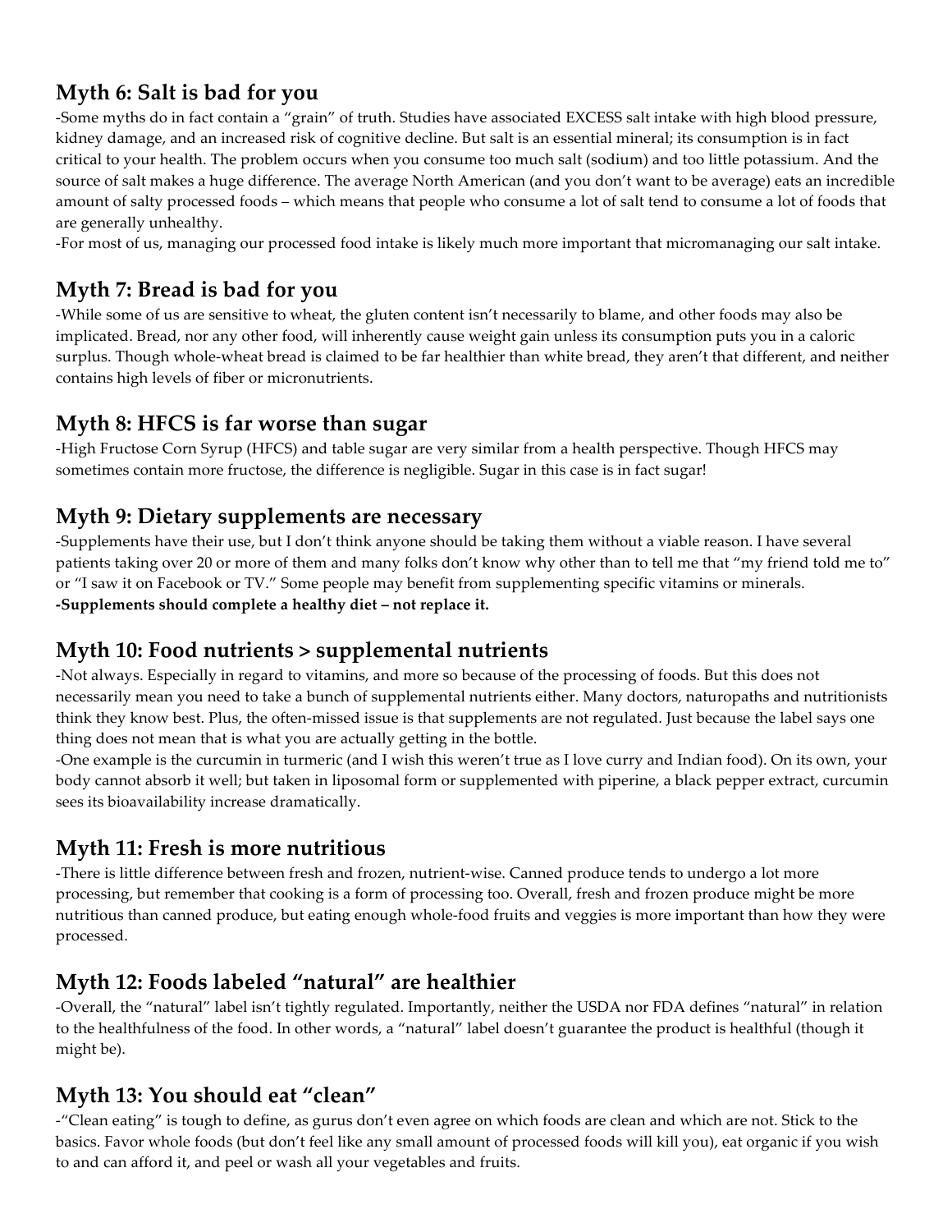## Myth 6: Salt is bad for you

-Some myths do in fact contain a "grain" of truth. Studies have associated EXCESS salt intake with high blood pressure, kidney damage, and an increased risk of cognitive decline. But salt is an essential mineral; its consumption is in fact critical to your health. The problem occurs when you consume too much salt (sodium) and too little potassium. And the source of salt makes a huge difference. The average North American (and you don't want to be average) eats an incredible amount of salty processed foods – which means that people who consume a lot of salt tend to consume a lot of foods that are generally unhealthy.

-For most of us, managing our processed food intake is likely much more important that micromanaging our salt intake.

## Myth 7: Bread is bad for you

-While some of us are sensitive to wheat, the gluten content isn't necessarily to blame, and other foods may also be implicated. Bread, nor any other food, will inherently cause weight gain unless its consumption puts you in a caloric surplus. Though whole-wheat bread is claimed to be far healthier than white bread, they aren't that different, and neither contains high levels of fiber or micronutrients.

## Myth 8: HFCS is far worse than sugar

-High Fructose Corn Syrup (HFCS) and table sugar are very similar from a health perspective. Though HFCS may sometimes contain more fructose, the difference is negligible. Sugar in this case is in fact sugar!

## Myth 9: Dietary supplements are necessary

-Supplements have their use, but I don't think anyone should be taking them without a viable reason. I have several patients taking over 20 or more of them and many folks don't know why other than to tell me that "my friend told me to" or "I saw it on Facebook or TV." Some people may benefit from supplementing specific vitamins or minerals.

**-Supplements should complete a healthy diet – not replace it.**

## Myth 10: Food nutrients > supplemental nutrients

-Not always. Especially in regard to vitamins, and more so because of the processing of foods. But this does not necessarily mean you need to take a bunch of supplemental nutrients either. Many doctors, naturopaths and nutritionists think they know best. Plus, the often-missed issue is that supplements are not regulated. Just because the label says one thing does not mean that is what you are actually getting in the bottle.

-One example is the curcumin in turmeric (and I wish this weren't true as I love curry and Indian food). On its own, your body cannot absorb it well; but taken in liposomal form or supplemented with piperine, a black pepper extract, curcumin sees its bioavailability increase dramatically.

## Myth 11: Fresh is more nutritious

-There is little difference between fresh and frozen, nutrient-wise. Canned produce tends to undergo a lot more processing, but remember that cooking is a form of processing too. Overall, fresh and frozen produce might be more nutritious than canned produce, but eating enough whole-food fruits and veggies is more important than how they were processed.

## Myth 12: Foods labeled "natural" are healthier

-Overall, the "natural" label isn't tightly regulated. Importantly, neither the USDA nor FDA defines "natural" in relation to the healthfulness of the food. In other words, a "natural" label doesn't guarantee the product is healthful (though it might be).

## Myth 13: You should eat "clean"

-"Clean eating" is tough to define, as gurus don't even agree on which foods are clean and which are not. Stick to the basics. Favor whole foods (but don't feel like any small amount of processed foods will kill you), eat organic if you wish to and can afford it, and peel or wash all your vegetables and fruits.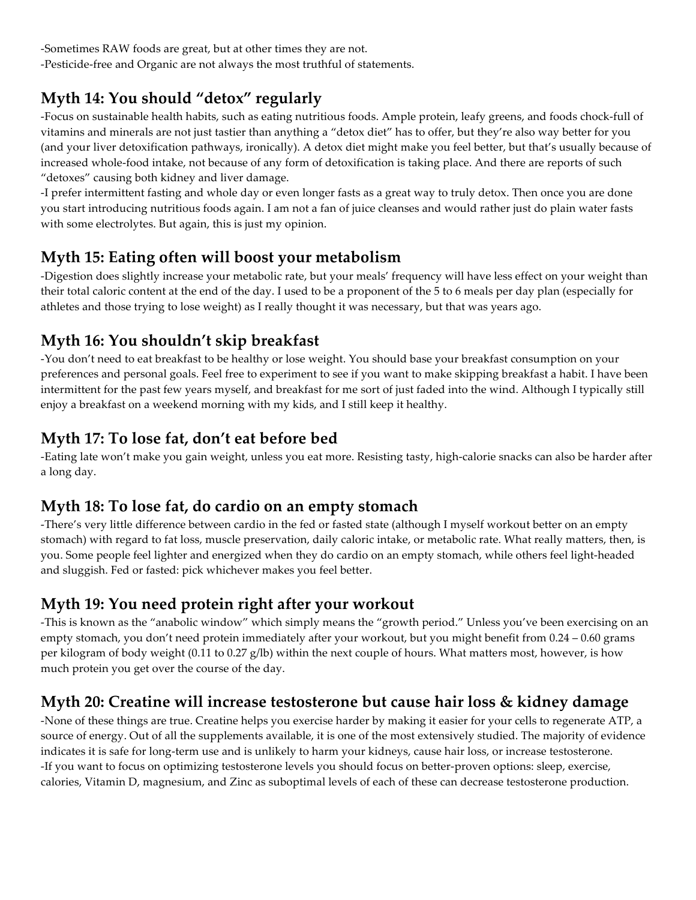-Sometimes RAW foods are great, but at other times they are not.
-Pesticide-free and Organic are not always the most truthful of statements.

## Myth 14: You should "detox" regularly

-Focus on sustainable health habits, such as eating nutritious foods. Ample protein, leafy greens, and foods chock-full of vitamins and minerals are not just tastier than anything a "detox diet" has to offer, but they're also way better for you (and your liver detoxification pathways, ironically). A detox diet might make you feel better, but that's usually because of increased whole-food intake, not because of any form of detoxification is taking place. And there are reports of such "detoxes" causing both kidney and liver damage.
-I prefer intermittent fasting and whole day or even longer fasts as a great way to truly detox. Then once you are done you start introducing nutritious foods again. I am not a fan of juice cleanses and would rather just do plain water fasts with some electrolytes. But again, this is just my opinion.

## Myth 15: Eating often will boost your metabolism

-Digestion does slightly increase your metabolic rate, but your meals' frequency will have less effect on your weight than their total caloric content at the end of the day. I used to be a proponent of the 5 to 6 meals per day plan (especially for athletes and those trying to lose weight) as I really thought it was necessary, but that was years ago.

## Myth 16: You shouldn't skip breakfast

-You don't need to eat breakfast to be healthy or lose weight. You should base your breakfast consumption on your preferences and personal goals. Feel free to experiment to see if you want to make skipping breakfast a habit. I have been intermittent for the past few years myself, and breakfast for me sort of just faded into the wind. Although I typically still enjoy a breakfast on a weekend morning with my kids, and I still keep it healthy.

## Myth 17: To lose fat, don't eat before bed

-Eating late won't make you gain weight, unless you eat more. Resisting tasty, high-calorie snacks can also be harder after a long day.

## Myth 18: To lose fat, do cardio on an empty stomach

-There's very little difference between cardio in the fed or fasted state (although I myself workout better on an empty stomach) with regard to fat loss, muscle preservation, daily caloric intake, or metabolic rate. What really matters, then, is you. Some people feel lighter and energized when they do cardio on an empty stomach, while others feel light-headed and sluggish. Fed or fasted: pick whichever makes you feel better.

## Myth 19: You need protein right after your workout

-This is known as the "anabolic window" which simply means the "growth period." Unless you've been exercising on an empty stomach, you don't need protein immediately after your workout, but you might benefit from 0.24 – 0.60 grams per kilogram of body weight (0.11 to 0.27 g/lb) within the next couple of hours. What matters most, however, is how much protein you get over the course of the day.

## Myth 20: Creatine will increase testosterone but cause hair loss & kidney damage

-None of these things are true. Creatine helps you exercise harder by making it easier for your cells to regenerate ATP, a source of energy. Out of all the supplements available, it is one of the most extensively studied. The majority of evidence indicates it is safe for long-term use and is unlikely to harm your kidneys, cause hair loss, or increase testosterone.
-If you want to focus on optimizing testosterone levels you should focus on better-proven options: sleep, exercise, calories, Vitamin D, magnesium, and Zinc as suboptimal levels of each of these can decrease testosterone production.